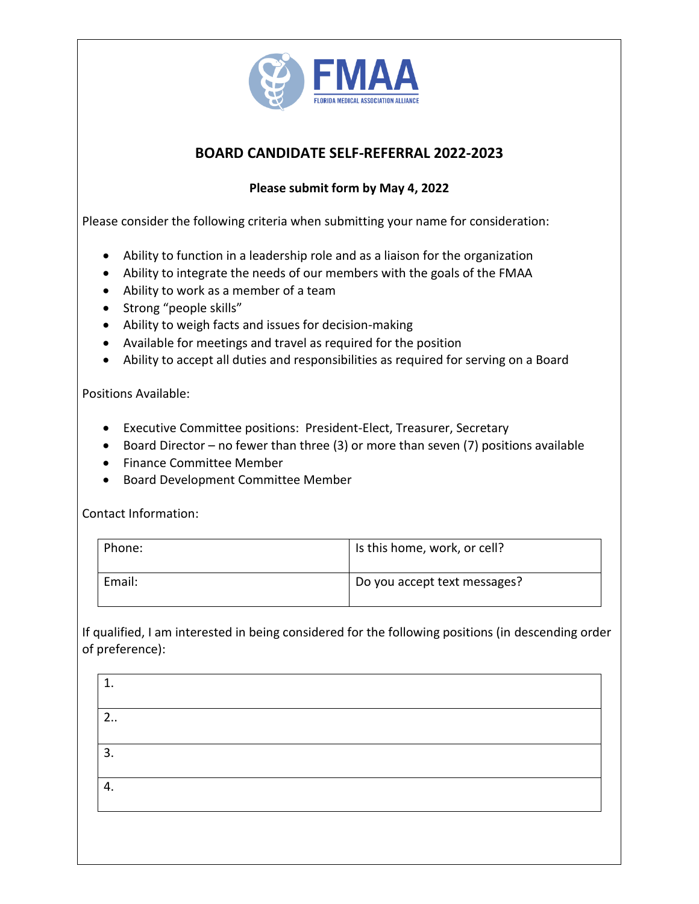FMAA

FLORIDA MEDICAL ASSOCIATION ALLIANCE

## BOARD CANDIDATE SELF-REFERRAL 2022-2023

**Please submit form by May 4, 2022**

Please consider the following criteria when submitting your name for consideration:

- Ability to function in a leadership role and as a liaison for the organization
- Ability to integrate the needs of our members with the goals of the FMAA
- Ability to work as a member of a team
- Strong "people skills"
- Ability to weigh facts and issues for decision-making
- Available for meetings and travel as required for the position
- Ability to accept all duties and responsibilities as required for serving on a Board

Positions Available:

- Executive Committee positions: President-Elect, Treasurer, Secretary
- Board Director – no fewer than three (3) or more than seven (7) positions available
- Finance Committee Member
- Board Development Committee Member

Contact Information:

| Phone: | Is this home, work, or cell? |
|---|---|
| Email: | Do you accept text messages? |

If qualified, I am interested in being considered for the following positions (in descending order of preference):

| 1. |
|---|
| 2.. |
| 3. |
| 4. |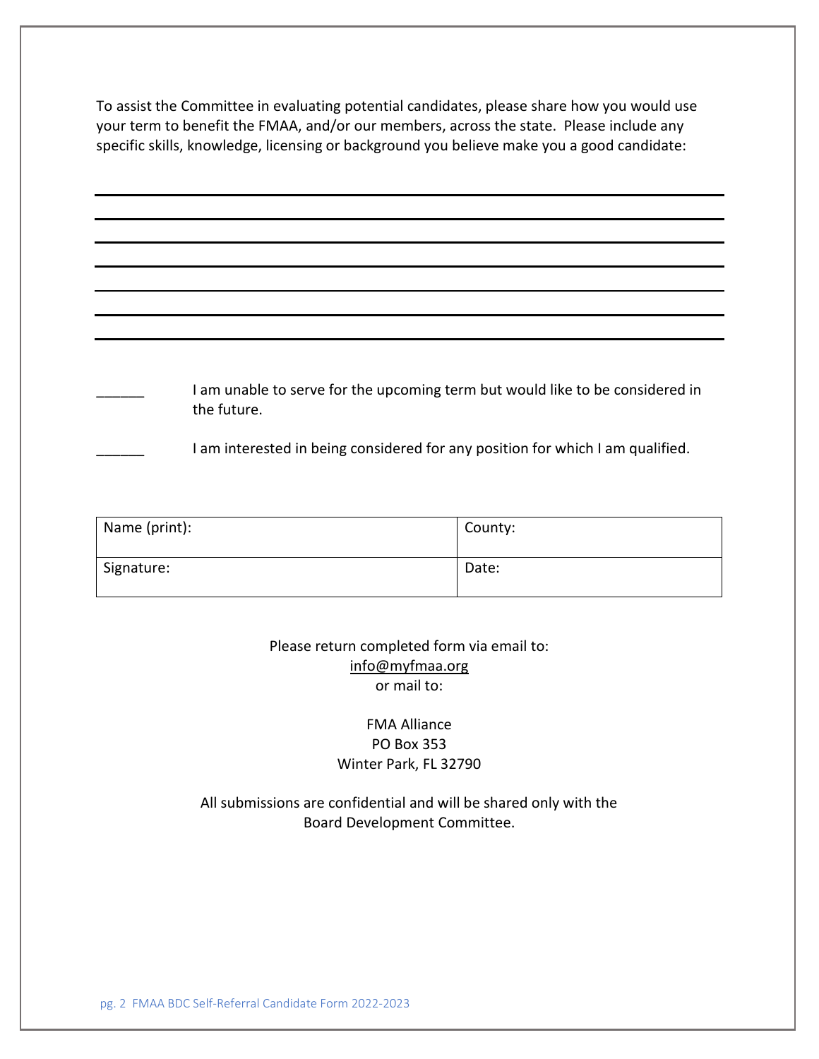To assist the Committee in evaluating potential candidates, please share how you would use your term to benefit the FMAA, and/or our members, across the state. Please include any specific skills, knowledge, licensing or background you believe make you a good candidate:

______________________________________________________________________________

______________________________________________________________________________

______________________________________________________________________________

______________________________________________________________________________

______________________________________________________________________________

______________________________________________________________________________

______________________________________________________________________________

______ I am unable to serve for the upcoming term but would like to be considered in the future.

______ I am interested in being considered for any position for which I am qualified.

| | |
|---|---|
| Name (print): | County: |
| Signature: | Date: |

Please return completed form via email to:
info@myfmaa.org
or mail to:

FMA Alliance
PO Box 353
Winter Park, FL 32790

All submissions are confidential and will be shared only with the Board Development Committee.